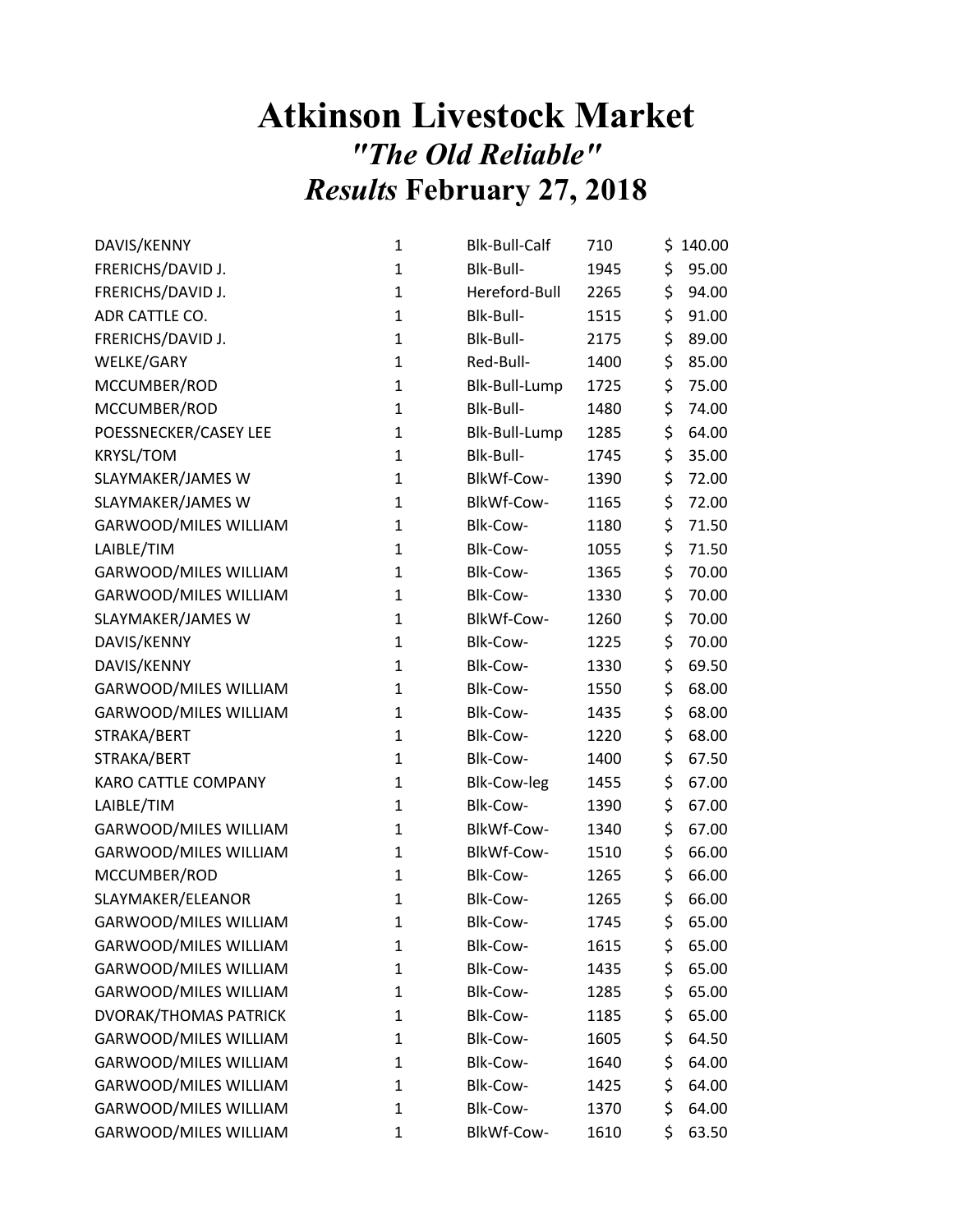# Atkinson Livestock Market

## *"The Old Reliable"*

## *Results* February 27, 2018

| | | | | |
|---|---|---|---|---|
| DAVIS/KENNY | 1 | Blk-Bull-Calf | 710 | $ 140.00 |
| FRERICHS/DAVID J. | 1 | Blk-Bull- | 1945 | $ 95.00 |
| FRERICHS/DAVID J. | 1 | Hereford-Bull | 2265 | $ 94.00 |
| ADR CATTLE CO. | 1 | Blk-Bull- | 1515 | $ 91.00 |
| FRERICHS/DAVID J. | 1 | Blk-Bull- | 2175 | $ 89.00 |
| WELKE/GARY | 1 | Red-Bull- | 1400 | $ 85.00 |
| MCCUMBER/ROD | 1 | Blk-Bull-Lump | 1725 | $ 75.00 |
| MCCUMBER/ROD | 1 | Blk-Bull- | 1480 | $ 74.00 |
| POESSNECKER/CASEY LEE | 1 | Blk-Bull-Lump | 1285 | $ 64.00 |
| KRYSL/TOM | 1 | Blk-Bull- | 1745 | $ 35.00 |
| SLAYMAKER/JAMES W | 1 | BlkWf-Cow- | 1390 | $ 72.00 |
| SLAYMAKER/JAMES W | 1 | BlkWf-Cow- | 1165 | $ 72.00 |
| GARWOOD/MILES WILLIAM | 1 | Blk-Cow- | 1180 | $ 71.50 |
| LAIBLE/TIM | 1 | Blk-Cow- | 1055 | $ 71.50 |
| GARWOOD/MILES WILLIAM | 1 | Blk-Cow- | 1365 | $ 70.00 |
| GARWOOD/MILES WILLIAM | 1 | Blk-Cow- | 1330 | $ 70.00 |
| SLAYMAKER/JAMES W | 1 | BlkWf-Cow- | 1260 | $ 70.00 |
| DAVIS/KENNY | 1 | Blk-Cow- | 1225 | $ 70.00 |
| DAVIS/KENNY | 1 | Blk-Cow- | 1330 | $ 69.50 |
| GARWOOD/MILES WILLIAM | 1 | Blk-Cow- | 1550 | $ 68.00 |
| GARWOOD/MILES WILLIAM | 1 | Blk-Cow- | 1435 | $ 68.00 |
| STRAKA/BERT | 1 | Blk-Cow- | 1220 | $ 68.00 |
| STRAKA/BERT | 1 | Blk-Cow- | 1400 | $ 67.50 |
| KARO CATTLE COMPANY | 1 | Blk-Cow-leg | 1455 | $ 67.00 |
| LAIBLE/TIM | 1 | Blk-Cow- | 1390 | $ 67.00 |
| GARWOOD/MILES WILLIAM | 1 | BlkWf-Cow- | 1340 | $ 67.00 |
| GARWOOD/MILES WILLIAM | 1 | BlkWf-Cow- | 1510 | $ 66.00 |
| MCCUMBER/ROD | 1 | Blk-Cow- | 1265 | $ 66.00 |
| SLAYMAKER/ELEANOR | 1 | Blk-Cow- | 1265 | $ 66.00 |
| GARWOOD/MILES WILLIAM | 1 | Blk-Cow- | 1745 | $ 65.00 |
| GARWOOD/MILES WILLIAM | 1 | Blk-Cow- | 1615 | $ 65.00 |
| GARWOOD/MILES WILLIAM | 1 | Blk-Cow- | 1435 | $ 65.00 |
| GARWOOD/MILES WILLIAM | 1 | Blk-Cow- | 1285 | $ 65.00 |
| DVORAK/THOMAS PATRICK | 1 | Blk-Cow- | 1185 | $ 65.00 |
| GARWOOD/MILES WILLIAM | 1 | Blk-Cow- | 1605 | $ 64.50 |
| GARWOOD/MILES WILLIAM | 1 | Blk-Cow- | 1640 | $ 64.00 |
| GARWOOD/MILES WILLIAM | 1 | Blk-Cow- | 1425 | $ 64.00 |
| GARWOOD/MILES WILLIAM | 1 | Blk-Cow- | 1370 | $ 64.00 |
| GARWOOD/MILES WILLIAM | 1 | BlkWf-Cow- | 1610 | $ 63.50 |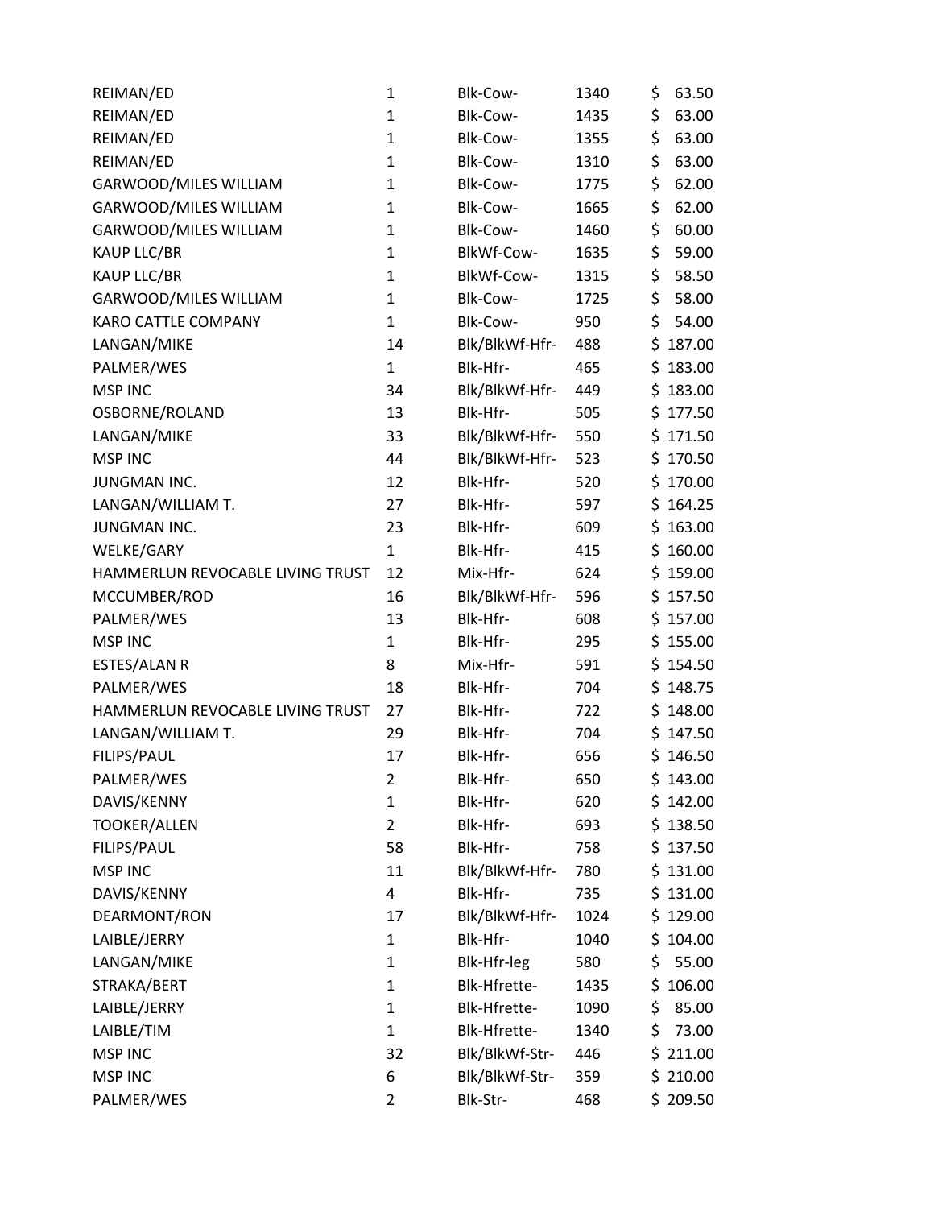| | | | | |
|---|---|---|---|---|
| REIMAN/ED | 1 | Blk-Cow- | 1340 | $ 63.50 |
| REIMAN/ED | 1 | Blk-Cow- | 1435 | $ 63.00 |
| REIMAN/ED | 1 | Blk-Cow- | 1355 | $ 63.00 |
| REIMAN/ED | 1 | Blk-Cow- | 1310 | $ 63.00 |
| GARWOOD/MILES WILLIAM | 1 | Blk-Cow- | 1775 | $ 62.00 |
| GARWOOD/MILES WILLIAM | 1 | Blk-Cow- | 1665 | $ 62.00 |
| GARWOOD/MILES WILLIAM | 1 | Blk-Cow- | 1460 | $ 60.00 |
| KAUP LLC/BR | 1 | BlkWf-Cow- | 1635 | $ 59.00 |
| KAUP LLC/BR | 1 | BlkWf-Cow- | 1315 | $ 58.50 |
| GARWOOD/MILES WILLIAM | 1 | Blk-Cow- | 1725 | $ 58.00 |
| KARO CATTLE COMPANY | 1 | Blk-Cow- | 950 | $ 54.00 |
| LANGAN/MIKE | 14 | Blk/BlkWf-Hfr- | 488 | $ 187.00 |
| PALMER/WES | 1 | Blk-Hfr- | 465 | $ 183.00 |
| MSP INC | 34 | Blk/BlkWf-Hfr- | 449 | $ 183.00 |
| OSBORNE/ROLAND | 13 | Blk-Hfr- | 505 | $ 177.50 |
| LANGAN/MIKE | 33 | Blk/BlkWf-Hfr- | 550 | $ 171.50 |
| MSP INC | 44 | Blk/BlkWf-Hfr- | 523 | $ 170.50 |
| JUNGMAN INC. | 12 | Blk-Hfr- | 520 | $ 170.00 |
| LANGAN/WILLIAM T. | 27 | Blk-Hfr- | 597 | $ 164.25 |
| JUNGMAN INC. | 23 | Blk-Hfr- | 609 | $ 163.00 |
| WELKE/GARY | 1 | Blk-Hfr- | 415 | $ 160.00 |
| HAMMERLUN REVOCABLE LIVING TRUST | 12 | Mix-Hfr- | 624 | $ 159.00 |
| MCCUMBER/ROD | 16 | Blk/BlkWf-Hfr- | 596 | $ 157.50 |
| PALMER/WES | 13 | Blk-Hfr- | 608 | $ 157.00 |
| MSP INC | 1 | Blk-Hfr- | 295 | $ 155.00 |
| ESTES/ALAN R | 8 | Mix-Hfr- | 591 | $ 154.50 |
| PALMER/WES | 18 | Blk-Hfr- | 704 | $ 148.75 |
| HAMMERLUN REVOCABLE LIVING TRUST | 27 | Blk-Hfr- | 722 | $ 148.00 |
| LANGAN/WILLIAM T. | 29 | Blk-Hfr- | 704 | $ 147.50 |
| FILIPS/PAUL | 17 | Blk-Hfr- | 656 | $ 146.50 |
| PALMER/WES | 2 | Blk-Hfr- | 650 | $ 143.00 |
| DAVIS/KENNY | 1 | Blk-Hfr- | 620 | $ 142.00 |
| TOOKER/ALLEN | 2 | Blk-Hfr- | 693 | $ 138.50 |
| FILIPS/PAUL | 58 | Blk-Hfr- | 758 | $ 137.50 |
| MSP INC | 11 | Blk/BlkWf-Hfr- | 780 | $ 131.00 |
| DAVIS/KENNY | 4 | Blk-Hfr- | 735 | $ 131.00 |
| DEARMONT/RON | 17 | Blk/BlkWf-Hfr- | 1024 | $ 129.00 |
| LAIBLE/JERRY | 1 | Blk-Hfr- | 1040 | $ 104.00 |
| LANGAN/MIKE | 1 | Blk-Hfr-leg | 580 | $ 55.00 |
| STRAKA/BERT | 1 | Blk-Hfrette- | 1435 | $ 106.00 |
| LAIBLE/JERRY | 1 | Blk-Hfrette- | 1090 | $ 85.00 |
| LAIBLE/TIM | 1 | Blk-Hfrette- | 1340 | $ 73.00 |
| MSP INC | 32 | Blk/BlkWf-Str- | 446 | $ 211.00 |
| MSP INC | 6 | Blk/BlkWf-Str- | 359 | $ 210.00 |
| PALMER/WES | 2 | Blk-Str- | 468 | $ 209.50 |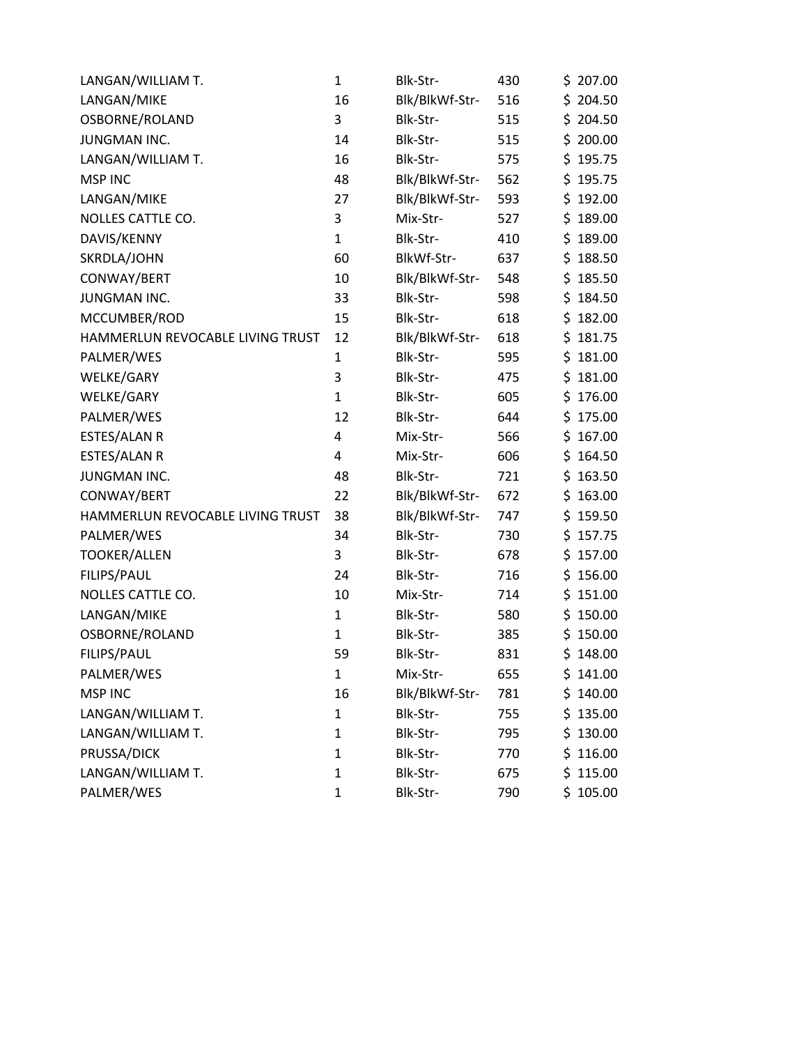| | | | | |
|---|---|---|---|---|
| LANGAN/WILLIAM T. | 1 | Blk-Str- | 430 | $ 207.00 |
| LANGAN/MIKE | 16 | Blk/BlkWf-Str- | 516 | $ 204.50 |
| OSBORNE/ROLAND | 3 | Blk-Str- | 515 | $ 204.50 |
| JUNGMAN INC. | 14 | Blk-Str- | 515 | $ 200.00 |
| LANGAN/WILLIAM T. | 16 | Blk-Str- | 575 | $ 195.75 |
| MSP INC | 48 | Blk/BlkWf-Str- | 562 | $ 195.75 |
| LANGAN/MIKE | 27 | Blk/BlkWf-Str- | 593 | $ 192.00 |
| NOLLES CATTLE CO. | 3 | Mix-Str- | 527 | $ 189.00 |
| DAVIS/KENNY | 1 | Blk-Str- | 410 | $ 189.00 |
| SKRDLA/JOHN | 60 | BlkWf-Str- | 637 | $ 188.50 |
| CONWAY/BERT | 10 | Blk/BlkWf-Str- | 548 | $ 185.50 |
| JUNGMAN INC. | 33 | Blk-Str- | 598 | $ 184.50 |
| MCCUMBER/ROD | 15 | Blk-Str- | 618 | $ 182.00 |
| HAMMERLUN REVOCABLE LIVING TRUST | 12 | Blk/BlkWf-Str- | 618 | $ 181.75 |
| PALMER/WES | 1 | Blk-Str- | 595 | $ 181.00 |
| WELKE/GARY | 3 | Blk-Str- | 475 | $ 181.00 |
| WELKE/GARY | 1 | Blk-Str- | 605 | $ 176.00 |
| PALMER/WES | 12 | Blk-Str- | 644 | $ 175.00 |
| ESTES/ALAN R | 4 | Mix-Str- | 566 | $ 167.00 |
| ESTES/ALAN R | 4 | Mix-Str- | 606 | $ 164.50 |
| JUNGMAN INC. | 48 | Blk-Str- | 721 | $ 163.50 |
| CONWAY/BERT | 22 | Blk/BlkWf-Str- | 672 | $ 163.00 |
| HAMMERLUN REVOCABLE LIVING TRUST | 38 | Blk/BlkWf-Str- | 747 | $ 159.50 |
| PALMER/WES | 34 | Blk-Str- | 730 | $ 157.75 |
| TOOKER/ALLEN | 3 | Blk-Str- | 678 | $ 157.00 |
| FILIPS/PAUL | 24 | Blk-Str- | 716 | $ 156.00 |
| NOLLES CATTLE CO. | 10 | Mix-Str- | 714 | $ 151.00 |
| LANGAN/MIKE | 1 | Blk-Str- | 580 | $ 150.00 |
| OSBORNE/ROLAND | 1 | Blk-Str- | 385 | $ 150.00 |
| FILIPS/PAUL | 59 | Blk-Str- | 831 | $ 148.00 |
| PALMER/WES | 1 | Mix-Str- | 655 | $ 141.00 |
| MSP INC | 16 | Blk/BlkWf-Str- | 781 | $ 140.00 |
| LANGAN/WILLIAM T. | 1 | Blk-Str- | 755 | $ 135.00 |
| LANGAN/WILLIAM T. | 1 | Blk-Str- | 795 | $ 130.00 |
| PRUSSA/DICK | 1 | Blk-Str- | 770 | $ 116.00 |
| LANGAN/WILLIAM T. | 1 | Blk-Str- | 675 | $ 115.00 |
| PALMER/WES | 1 | Blk-Str- | 790 | $ 105.00 |